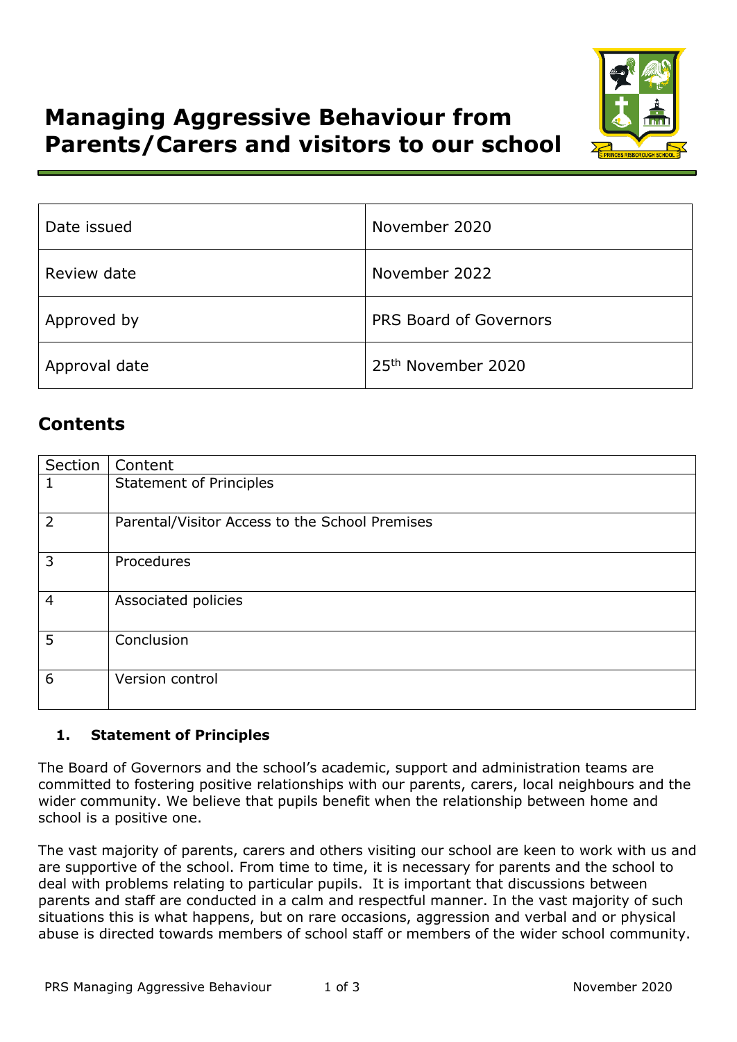# Managing Aggressive Behaviour from Parents/Carers and visitors to our school

| Date issued | November 2020 |
|---|---|
| Review date | November 2022 |
| Approved by | PRS Board of Governors |
| Approval date | 25th November 2020 |

## Contents

| Section | Content |
|---|---|
| 1 | Statement of Principles |
| 2 | Parental/Visitor Access to the School Premises |
| 3 | Procedures |
| 4 | Associated policies |
| 5 | Conclusion |
| 6 | Version control |

### 1. Statement of Principles

The Board of Governors and the school's academic, support and administration teams are committed to fostering positive relationships with our parents, carers, local neighbours and the wider community. We believe that pupils benefit when the relationship between home and school is a positive one.

The vast majority of parents, carers and others visiting our school are keen to work with us and are supportive of the school. From time to time, it is necessary for parents and the school to deal with problems relating to particular pupils. It is important that discussions between parents and staff are conducted in a calm and respectful manner. In the vast majority of such situations this is what happens, but on rare occasions, aggression and verbal and or physical abuse is directed towards members of school staff or members of the wider school community.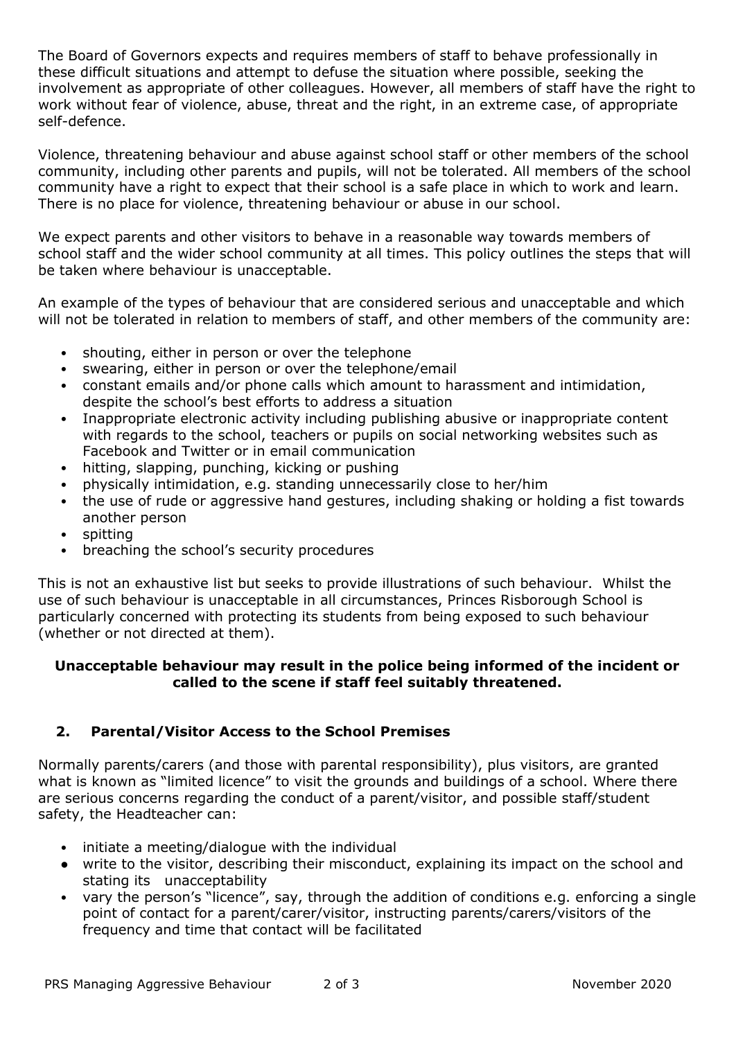The Board of Governors expects and requires members of staff to behave professionally in these difficult situations and attempt to defuse the situation where possible, seeking the involvement as appropriate of other colleagues. However, all members of staff have the right to work without fear of violence, abuse, threat and the right, in an extreme case, of appropriate self-defence.

Violence, threatening behaviour and abuse against school staff or other members of the school community, including other parents and pupils, will not be tolerated. All members of the school community have a right to expect that their school is a safe place in which to work and learn. There is no place for violence, threatening behaviour or abuse in our school.

We expect parents and other visitors to behave in a reasonable way towards members of school staff and the wider school community at all times. This policy outlines the steps that will be taken where behaviour is unacceptable.

An example of the types of behaviour that are considered serious and unacceptable and which will not be tolerated in relation to members of staff, and other members of the community are:

- shouting, either in person or over the telephone
- swearing, either in person or over the telephone/email
- constant emails and/or phone calls which amount to harassment and intimidation, despite the school's best efforts to address a situation
- Inappropriate electronic activity including publishing abusive or inappropriate content with regards to the school, teachers or pupils on social networking websites such as Facebook and Twitter or in email communication
- hitting, slapping, punching, kicking or pushing
- physically intimidation, e.g. standing unnecessarily close to her/him
- the use of rude or aggressive hand gestures, including shaking or holding a fist towards another person
- spitting
- breaching the school's security procedures

This is not an exhaustive list but seeks to provide illustrations of such behaviour. Whilst the use of such behaviour is unacceptable in all circumstances, Princes Risborough School is particularly concerned with protecting its students from being exposed to such behaviour (whether or not directed at them).

**Unacceptable behaviour may result in the police being informed of the incident or called to the scene if staff feel suitably threatened.**

## 2. Parental/Visitor Access to the School Premises

Normally parents/carers (and those with parental responsibility), plus visitors, are granted what is known as "limited licence" to visit the grounds and buildings of a school. Where there are serious concerns regarding the conduct of a parent/visitor, and possible staff/student safety, the Headteacher can:

- initiate a meeting/dialogue with the individual
- write to the visitor, describing their misconduct, explaining its impact on the school and stating its unacceptability
- vary the person's "licence", say, through the addition of conditions e.g. enforcing a single point of contact for a parent/carer/visitor, instructing parents/carers/visitors of the frequency and time that contact will be facilitated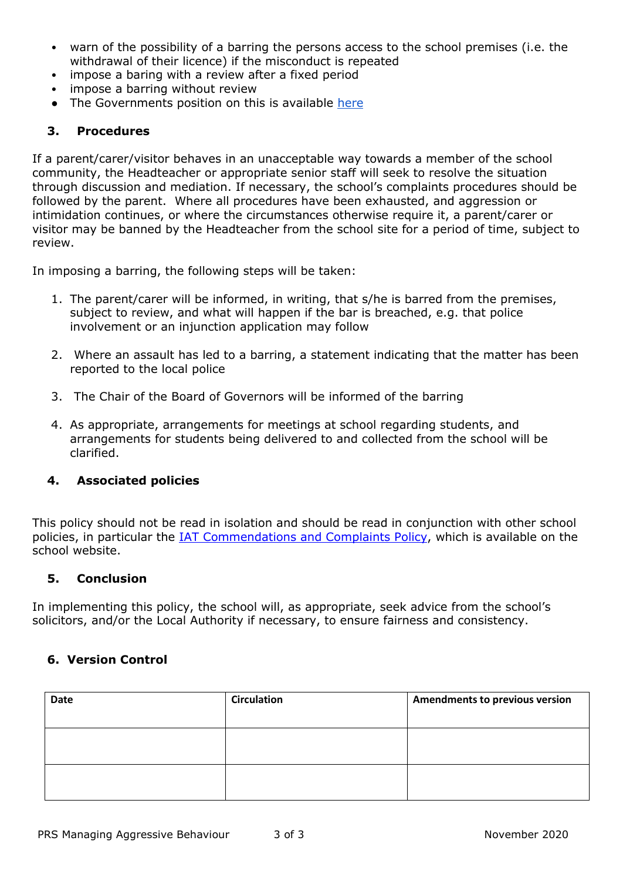- warn of the possibility of a barring the persons access to the school premises (i.e. the withdrawal of their licence) if the misconduct is repeated
- impose a baring with a review after a fixed period
- impose a barring without review
- The Governments position on this is available [here]()

## 3. Procedures

If a parent/carer/visitor behaves in an unacceptable way towards a member of the school community, the Headteacher or appropriate senior staff will seek to resolve the situation through discussion and mediation. If necessary, the school's complaints procedures should be followed by the parent. Where all procedures have been exhausted, and aggression or intimidation continues, or where the circumstances otherwise require it, a parent/carer or visitor may be banned by the Headteacher from the school site for a period of time, subject to review.

In imposing a barring, the following steps will be taken:

1. The parent/carer will be informed, in writing, that s/he is barred from the premises, subject to review, and what will happen if the bar is breached, e.g. that police involvement or an injunction application may follow

2. Where an assault has led to a barring, a statement indicating that the matter has been reported to the local police

3. The Chair of the Board of Governors will be informed of the barring

4. As appropriate, arrangements for meetings at school regarding students, and arrangements for students being delivered to and collected from the school will be clarified.

## 4. Associated policies

This policy should not be read in isolation and should be read in conjunction with other school policies, in particular the [IAT Commendations and Complaints Policy](), which is available on the school website.

## 5. Conclusion

In implementing this policy, the school will, as appropriate, seek advice from the school's solicitors, and/or the Local Authority if necessary, to ensure fairness and consistency.

## 6. Version Control

| Date | Circulation | Amendments to previous version |
| --- | --- | --- |
| | | |
| | | |